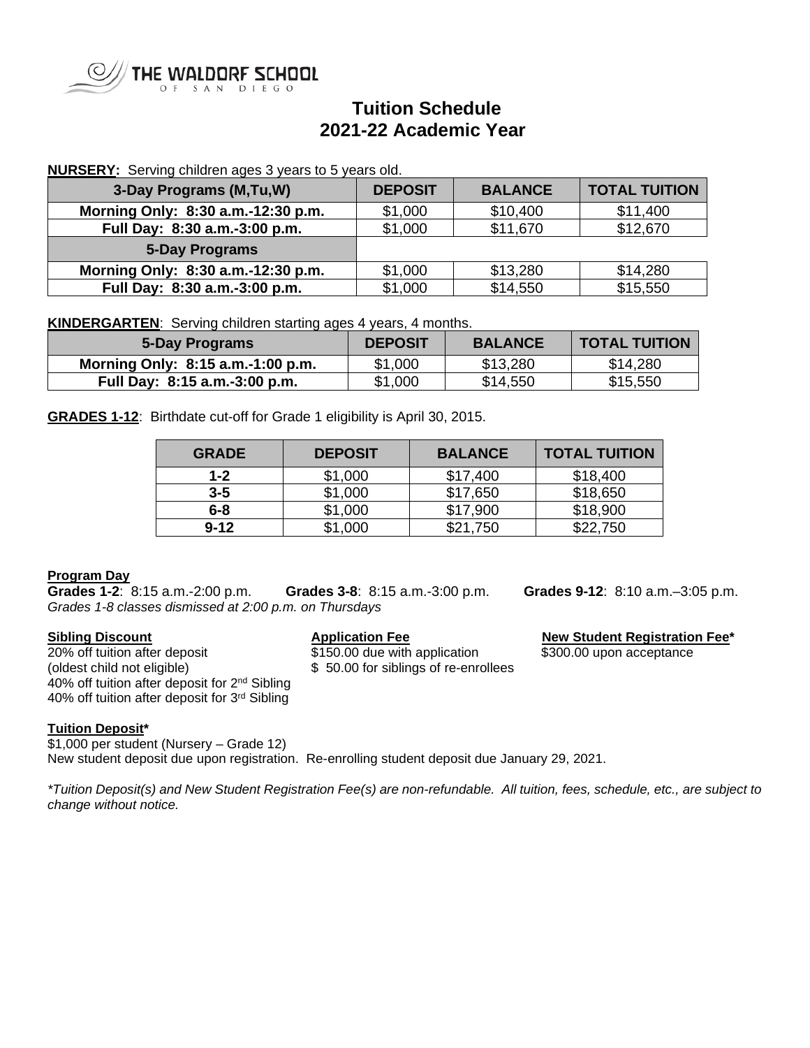THE WALDORF SCHOOL OF SAN DIEGO

# Tuition Schedule
# 2021-22 Academic Year

**NURSERY:** Serving children ages 3 years to 5 years old.

| 3-Day Programs (M,Tu,W) | DEPOSIT | BALANCE | TOTAL TUITION |
|---|---|---|---|
| Morning Only: 8:30 a.m.-12:30 p.m. | $1,000 | $10,400 | $11,400 |
| Full Day: 8:30 a.m.-3:00 p.m. | $1,000 | $11,670 | $12,670 |
| **5-Day Programs** | | | |
| Morning Only: 8:30 a.m.-12:30 p.m. | $1,000 | $13,280 | $14,280 |
| Full Day: 8:30 a.m.-3:00 p.m. | $1,000 | $14,550 | $15,550 |

**KINDERGARTEN**: Serving children starting ages 4 years, 4 months.

| 5-Day Programs | DEPOSIT | BALANCE | TOTAL TUITION |
|---|---|---|---|
| Morning Only: 8:15 a.m.-1:00 p.m. | $1,000 | $13,280 | $14,280 |
| Full Day: 8:15 a.m.-3:00 p.m. | $1,000 | $14,550 | $15,550 |

**GRADES 1-12**: Birthdate cut-off for Grade 1 eligibility is April 30, 2015.

| GRADE | DEPOSIT | BALANCE | TOTAL TUITION |
|---|---|---|---|
| 1-2 | $1,000 | $17,400 | $18,400 |
| 3-5 | $1,000 | $17,650 | $18,650 |
| 6-8 | $1,000 | $17,900 | $18,900 |
| 9-12 | $1,000 | $21,750 | $22,750 |

**Program Day**

**Grades 1-2**: 8:15 a.m.-2:00 p.m. **Grades 3-8**: 8:15 a.m.-3:00 p.m. **Grades 9-12**: 8:10 a.m.–3:05 p.m.

*Grades 1-8 classes dismissed at 2:00 p.m. on Thursdays*

**Sibling Discount**

20% off tuition after deposit
(oldest child not eligible)
40% off tuition after deposit for 2nd Sibling
40% off tuition after deposit for 3rd Sibling

**Application Fee**

$150.00 due with application
$ 50.00 for siblings of re-enrollees

**New Student Registration Fee***

$300.00 upon acceptance

**Tuition Deposit***

$1,000 per student (Nursery – Grade 12)
New student deposit due upon registration. Re-enrolling student deposit due January 29, 2021.

*\*Tuition Deposit(s) and New Student Registration Fee(s) are non-refundable. All tuition, fees, schedule, etc., are subject to change without notice.*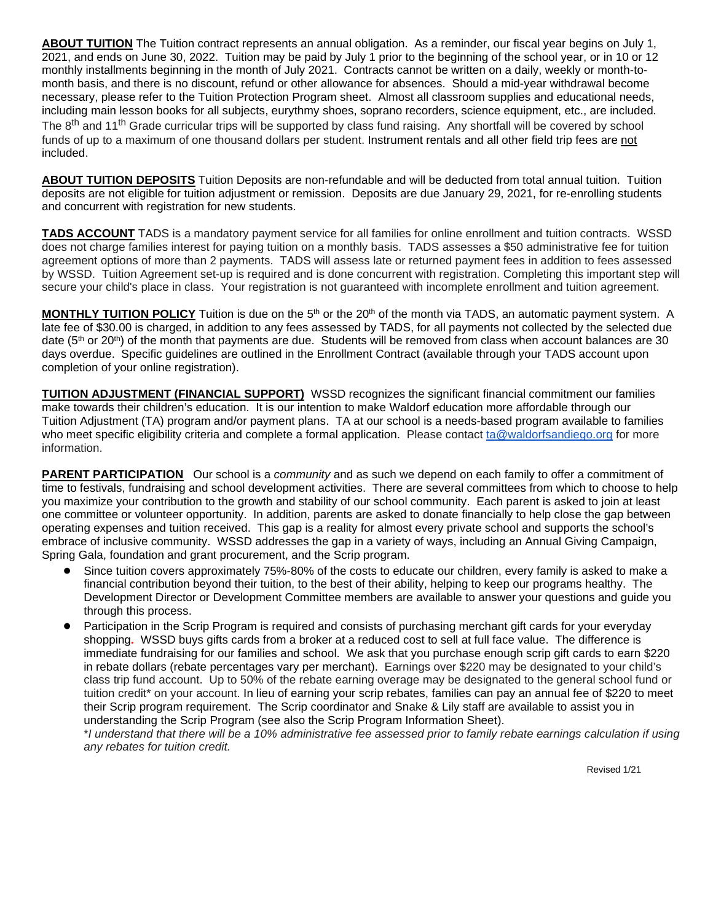**ABOUT TUITION** The Tuition contract represents an annual obligation. As a reminder, our fiscal year begins on July 1, 2021, and ends on June 30, 2022. Tuition may be paid by July 1 prior to the beginning of the school year, or in 10 or 12 monthly installments beginning in the month of July 2021. Contracts cannot be written on a daily, weekly or month-to-month basis, and there is no discount, refund or other allowance for absences. Should a mid-year withdrawal become necessary, please refer to the Tuition Protection Program sheet. Almost all classroom supplies and educational needs, including main lesson books for all subjects, eurythmy shoes, soprano recorders, science equipment, etc., are included. The 8th and 11th Grade curricular trips will be supported by class fund raising. Any shortfall will be covered by school funds of up to a maximum of one thousand dollars per student. Instrument rentals and all other field trip fees are not included.

**ABOUT TUITION DEPOSITS** Tuition Deposits are non-refundable and will be deducted from total annual tuition. Tuition deposits are not eligible for tuition adjustment or remission. Deposits are due January 29, 2021, for re-enrolling students and concurrent with registration for new students.

**TADS ACCOUNT** TADS is a mandatory payment service for all families for online enrollment and tuition contracts. WSSD does not charge families interest for paying tuition on a monthly basis. TADS assesses a $50 administrative fee for tuition agreement options of more than 2 payments. TADS will assess late or returned payment fees in addition to fees assessed by WSSD. Tuition Agreement set-up is required and is done concurrent with registration. Completing this important step will secure your child's place in class. Your registration is not guaranteed with incomplete enrollment and tuition agreement.

**MONTHLY TUITION POLICY** Tuition is due on the 5th or the 20th of the month via TADS, an automatic payment system. A late fee of $30.00 is charged, in addition to any fees assessed by TADS, for all payments not collected by the selected due date (5th or 20th) of the month that payments are due. Students will be removed from class when account balances are 30 days overdue. Specific guidelines are outlined in the Enrollment Contract (available through your TADS account upon completion of your online registration).

**TUITION ADJUSTMENT (FINANCIAL SUPPORT)** WSSD recognizes the significant financial commitment our families make towards their children's education. It is our intention to make Waldorf education more affordable through our Tuition Adjustment (TA) program and/or payment plans. TA at our school is a needs-based program available to families who meet specific eligibility criteria and complete a formal application. Please contact ta@waldorfsandiego.org for more information.

**PARENT PARTICIPATION** Our school is a *community* and as such we depend on each family to offer a commitment of time to festivals, fundraising and school development activities. There are several committees from which to choose to help you maximize your contribution to the growth and stability of our school community. Each parent is asked to join at least one committee or volunteer opportunity. In addition, parents are asked to donate financially to help close the gap between operating expenses and tuition received. This gap is a reality for almost every private school and supports the school's embrace of inclusive community. WSSD addresses the gap in a variety of ways, including an Annual Giving Campaign, Spring Gala, foundation and grant procurement, and the Scrip program.

- Since tuition covers approximately 75%-80% of the costs to educate our children, every family is asked to make a financial contribution beyond their tuition, to the best of their ability, helping to keep our programs healthy. The Development Director or Development Committee members are available to answer your questions and guide you through this process.
- Participation in the Scrip Program is required and consists of purchasing merchant gift cards for your everyday shopping. WSSD buys gifts cards from a broker at a reduced cost to sell at full face value. The difference is immediate fundraising for our families and school. We ask that you purchase enough scrip gift cards to earn $220 in rebate dollars (rebate percentages vary per merchant). Earnings over $220 may be designated to your child's class trip fund account. Up to 50% of the rebate earning overage may be designated to the general school fund or tuition credit* on your account. In lieu of earning your scrip rebates, families can pay an annual fee of $220 to meet their Scrip program requirement. The Scrip coordinator and Snake & Lily staff are available to assist you in understanding the Scrip Program (see also the Scrip Program Information Sheet).
  *\*I understand that there will be a 10% administrative fee assessed prior to family rebate earnings calculation if using any rebates for tuition credit.*

Revised 1/21